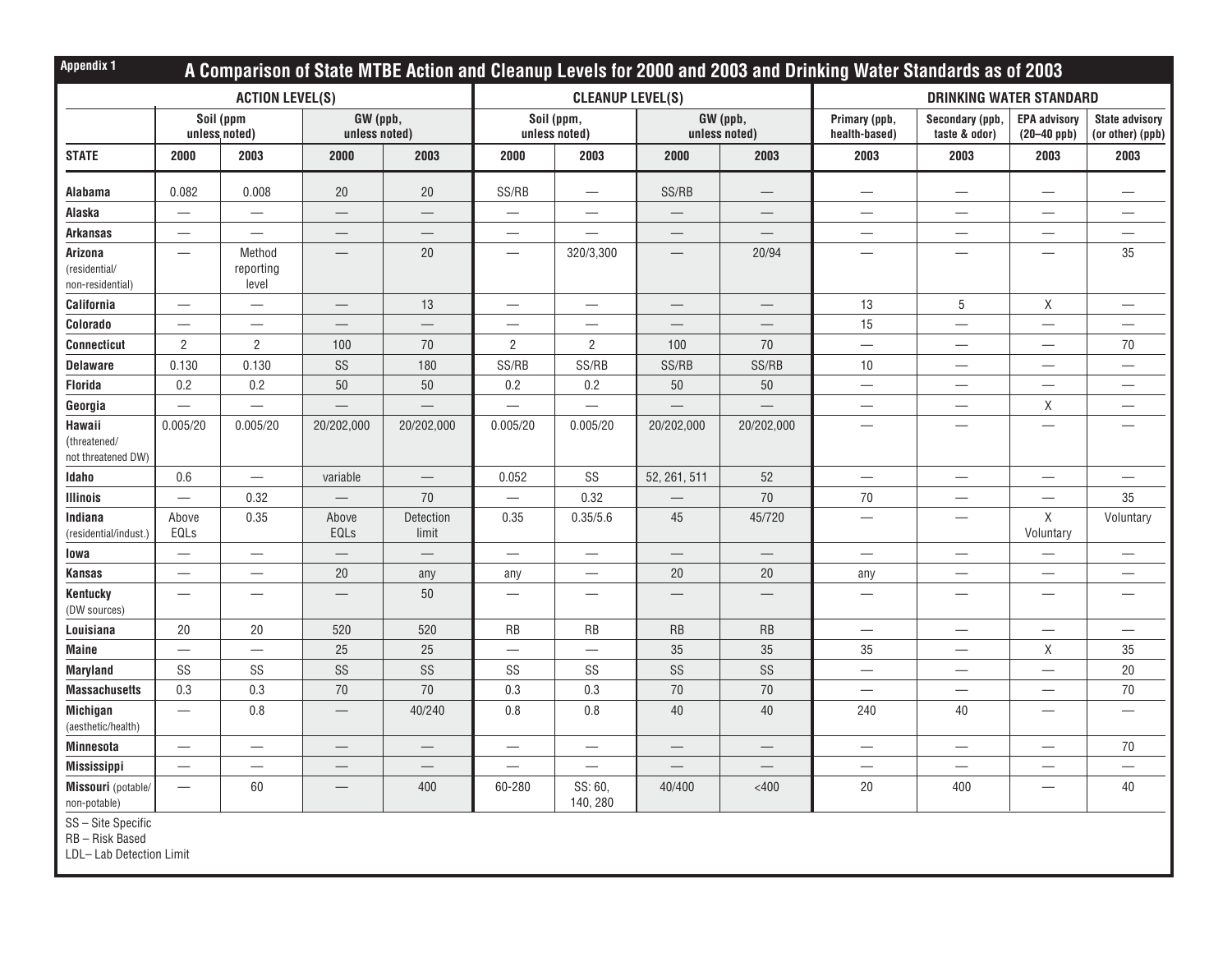Appendix 1

## A Comparison of State MTBE Action and Cleanup Levels for 2000 and 2003 and Drinking Water Standards as of 2003

| | ACTION LEVEL(S) | | | | CLEANUP LEVEL(S) | | | | DRINKING WATER STANDARD | | | |
|---|---|---|---|---|---|---|---|---|---|---|---|---|
| | Soil (ppm unless noted) | | GW (ppb, unless noted) | | Soil (ppm, unless noted) | | GW (ppb, unless noted) | | Primary (ppb, health-based) | Secondary (ppb, taste & odor) | EPA advisory (20–40 ppb) | State advisory (or other) (ppb) |
| STATE | 2000 | 2003 | 2000 | 2003 | 2000 | 2003 | 2000 | 2003 | 2003 | 2003 | 2003 | 2003 |
| **Alabama** | 0.082 | 0.008 | 20 | 20 | SS/RB | — | SS/RB | — | — | — | — | — |
| **Alaska** | — | — | — | — | — | — | — | — | — | — | — | — |
| **Arkansas** | — | — | — | — | — | — | — | — | — | — | — | — |
| **Arizona** (residential/ non-residential) | — | Method reporting level | — | 20 | — | 320/3,300 | — | 20/94 | — | — | — | 35 |
| **California** | — | — | — | 13 | — | — | — | — | 13 | 5 | X | — |
| **Colorado** | — | — | — | — | — | — | — | — | 15 | — | — | — |
| **Connecticut** | 2 | 2 | 100 | 70 | 2 | 2 | 100 | 70 | — | — | — | 70 |
| **Delaware** | 0.130 | 0.130 | SS | 180 | SS/RB | SS/RB | SS/RB | SS/RB | 10 | — | — | — |
| **Florida** | 0.2 | 0.2 | 50 | 50 | 0.2 | 0.2 | 50 | 50 | — | — | — | — |
| **Georgia** | — | — | — | — | — | — | — | — | — | — | X | — |
| **Hawaii** (threatened/ not threatened DW) | 0.005/20 | 0.005/20 | 20/202,000 | 20/202,000 | 0.005/20 | 0.005/20 | 20/202,000 | 20/202,000 | — | — | — | — |
| **Idaho** | 0.6 | — | variable | — | 0.052 | SS | 52, 261, 511 | 52 | — | — | — | — |
| **Illinois** | — | 0.32 | — | 70 | — | 0.32 | — | 70 | 70 | — | — | 35 |
| **Indiana** (residential/indust.) | Above EQLs | 0.35 | Above EQLs | Detection limit | 0.35 | 0.35/5.6 | 45 | 45/720 | — | — | X Voluntary | Voluntary |
| **Iowa** | — | — | — | — | — | — | — | — | — | — | — | — |
| **Kansas** | — | — | 20 | any | any | — | 20 | 20 | any | — | — | — |
| **Kentucky** (DW sources) | — | — | — | 50 | — | — | — | — | — | — | — | — |
| **Louisiana** | 20 | 20 | 520 | 520 | RB | RB | RB | RB | — | — | — | — |
| **Maine** | — | — | 25 | 25 | — | — | 35 | 35 | 35 | — | X | 35 |
| **Maryland** | SS | SS | SS | SS | SS | SS | SS | SS | — | — | — | 20 |
| **Massachusetts** | 0.3 | 0.3 | 70 | 70 | 0.3 | 0.3 | 70 | 70 | — | — | — | 70 |
| **Michigan** (aesthetic/health) | — | 0.8 | — | 40/240 | 0.8 | 0.8 | 40 | 40 | 240 | 40 | — | — |
| **Minnesota** | — | — | — | — | — | — | — | — | — | — | — | 70 |
| **Mississippi** | — | — | — | — | — | — | — | — | — | — | — | — |
| **Missouri** (potable/ non-potable) | — | 60 | — | 400 | 60-280 | SS: 60, 140, 280 | 40/400 | <400 | 20 | 400 | — | 40 |

SS – Site Specific
RB – Risk Based
LDL– Lab Detection Limit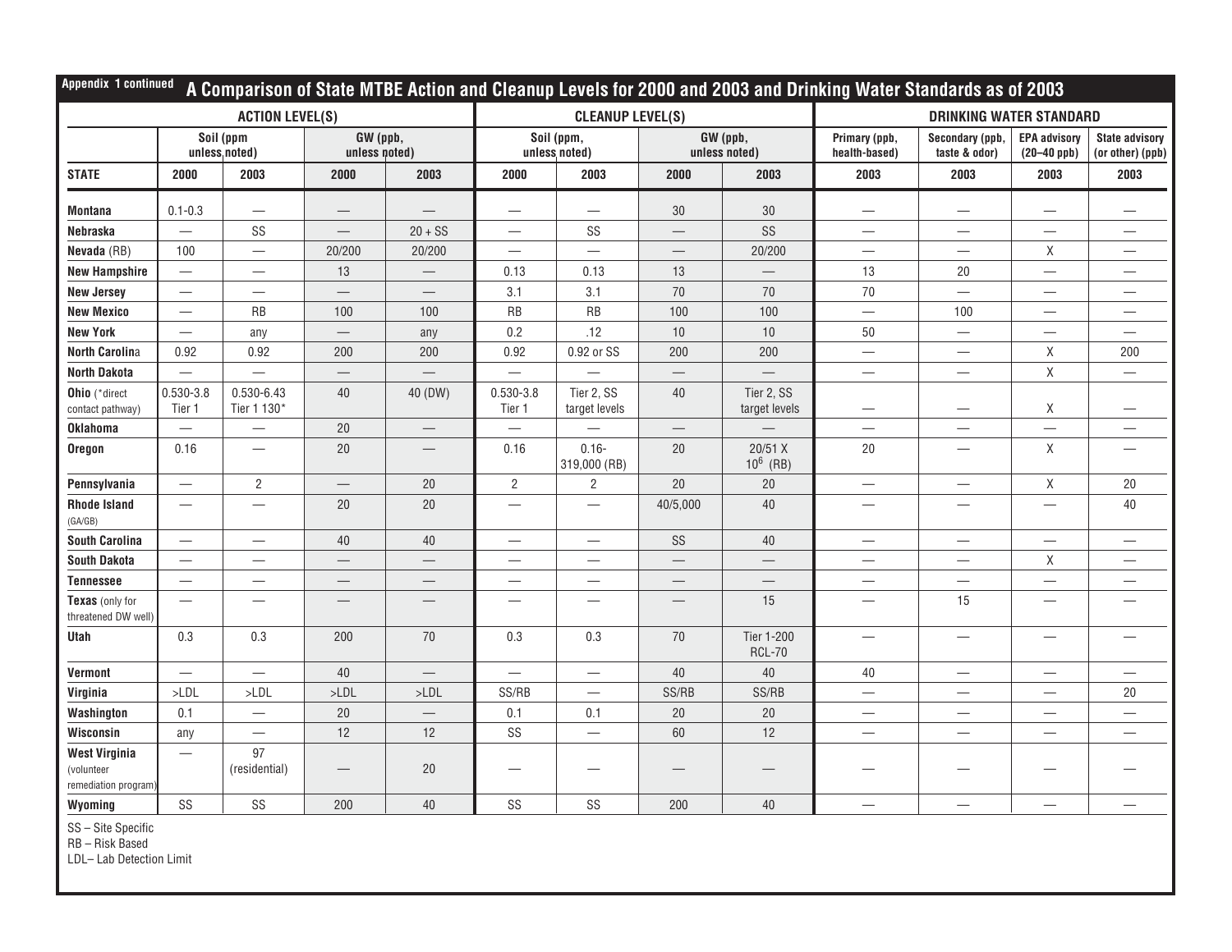**Appendix 1 continued** **A Comparison of State MTBE Action and Cleanup Levels for 2000 and 2003 and Drinking Water Standards as of 2003**

| | ACTION LEVEL(S) | | | | CLEANUP LEVEL(S) | | | | DRINKING WATER STANDARD | | | |
|---|---|---|---|---|---|---|---|---|---|---|---|---|
| | Soil (ppm unless noted) | | GW (ppb, unless noted) | | Soil (ppm, unless noted) | | GW (ppb, unless noted) | | Primary (ppb, health-based) | Secondary (ppb, taste & odor) | EPA advisory (20–40 ppb) | State advisory (or other) (ppb) |
| **STATE** | **2000** | **2003** | **2000** | **2003** | **2000** | **2003** | **2000** | **2003** | **2003** | **2003** | **2003** | **2003** |
| **Montana** | 0.1-0.3 | — | — | — | — | — | 30 | 30 | — | — | — | — |
| **Nebraska** | — | SS | — | 20 + SS | — | SS | — | SS | — | — | — | — |
| **Nevada** (RB) | 100 | — | 20/200 | 20/200 | — | — | — | 20/200 | — | — | X | — |
| **New Hampshire** | — | — | 13 | — | 0.13 | 0.13 | 13 | — | 13 | 20 | — | — |
| **New Jersey** | — | — | — | — | 3.1 | 3.1 | 70 | 70 | 70 | — | — | — |
| **New Mexico** | — | RB | 100 | 100 | RB | RB | 100 | 100 | — | 100 | — | — |
| **New York** | — | any | — | any | 0.2 | .12 | 10 | 10 | 50 | — | — | — |
| **North Carolina** | 0.92 | 0.92 | 200 | 200 | 0.92 | 0.92 or SS | 200 | 200 | — | — | X | 200 |
| **North Dakota** | — | — | — | — | — | — | — | — | — | — | X | — |
| **Ohio** (*direct contact pathway) | 0.530-3.8 Tier 1 | 0.530-6.43 Tier 1 130* | 40 | 40 (DW) | 0.530-3.8 Tier 1 | Tier 2, SS target levels | 40 | Tier 2, SS target levels | — | — | X | — |
| **Oklahoma** | — | — | 20 | — | — | — | — | — | — | — | — | — |
| **Oregon** | 0.16 | — | 20 | — | 0.16 | 0.16-319,000 (RB) | 20 | 20/51 X $10^6$ (RB) | 20 | — | X | — |
| **Pennsylvania** | — | 2 | — | 20 | 2 | 2 | 20 | 20 | — | — | X | 20 |
| **Rhode Island** (GA/GB) | — | — | 20 | 20 | — | — | 40/5,000 | 40 | — | — | — | 40 |
| **South Carolina** | — | — | 40 | 40 | — | — | SS | 40 | — | — | — | — |
| **South Dakota** | — | — | — | — | — | — | — | — | — | — | X | — |
| **Tennessee** | — | — | — | — | — | — | — | — | — | — | — | — |
| **Texas** (only for threatened DW well) | — | — | — | — | — | — | — | 15 | — | 15 | — | — |
| **Utah** | 0.3 | 0.3 | 200 | 70 | 0.3 | 0.3 | 70 | Tier 1-200 RCL-70 | — | — | — | — |
| **Vermont** | — | — | 40 | — | — | — | 40 | 40 | 40 | — | — | — |
| **Virginia** | >LDL | >LDL | >LDL | >LDL | SS/RB | — | SS/RB | SS/RB | — | — | — | 20 |
| **Washington** | 0.1 | — | 20 | — | 0.1 | 0.1 | 20 | 20 | — | — | — | — |
| **Wisconsin** | any | — | 12 | 12 | SS | — | 60 | 12 | — | — | — | — |
| **West Virginia** (volunteer remediation program) | — | 97 (residential) | — | 20 | — | — | — | — | — | — | — | — |
| **Wyoming** | SS | SS | 200 | 40 | SS | SS | 200 | 40 | — | — | — | — |

SS – Site Specific
RB – Risk Based
LDL– Lab Detection Limit